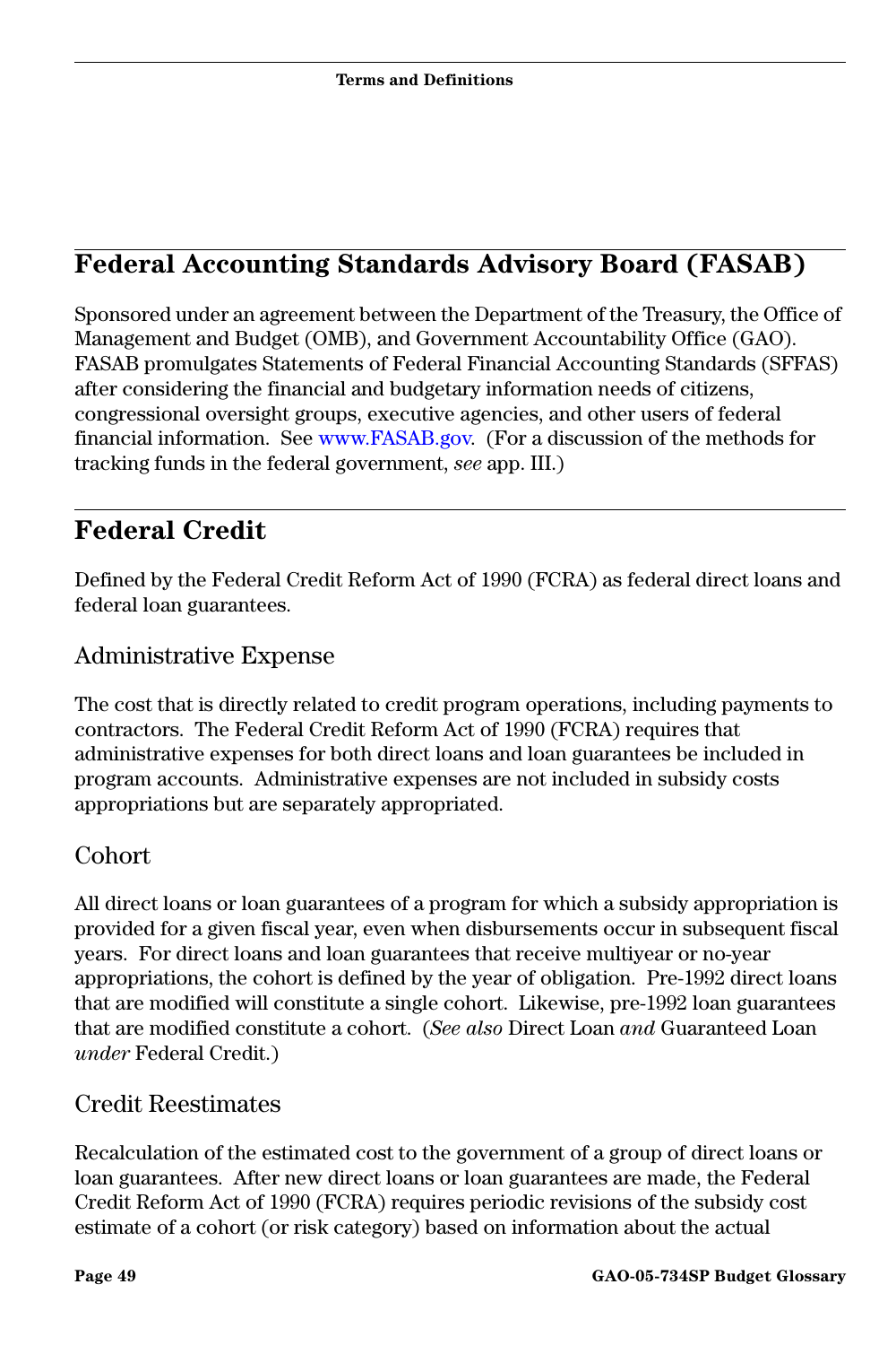## Federal Accounting Standards Advisory Board (FASAB)

Sponsored under an agreement between the Department of the Treasury, the Office of Management and Budget (OMB), and Government Accountability Office (GAO). FASAB promulgates Statements of Federal Financial Accounting Standards (SFFAS) after considering the financial and budgetary information needs of citizens, congressional oversight groups, executive agencies, and other users of federal financial information. See www.FASAB.gov. (For a discussion of the methods for tracking funds in the federal government, *see* app. III.)

## Federal Credit

Defined by the Federal Credit Reform Act of 1990 (FCRA) as federal direct loans and federal loan guarantees.

### Administrative Expense

The cost that is directly related to credit program operations, including payments to contractors. The Federal Credit Reform Act of 1990 (FCRA) requires that administrative expenses for both direct loans and loan guarantees be included in program accounts. Administrative expenses are not included in subsidy costs appropriations but are separately appropriated.

### Cohort

All direct loans or loan guarantees of a program for which a subsidy appropriation is provided for a given fiscal year, even when disbursements occur in subsequent fiscal years. For direct loans and loan guarantees that receive multiyear or no-year appropriations, the cohort is defined by the year of obligation. Pre-1992 direct loans that are modified will constitute a single cohort. Likewise, pre-1992 loan guarantees that are modified constitute a cohort. (*See also* Direct Loan *and* Guaranteed Loan *under* Federal Credit.)

### Credit Reestimates

Recalculation of the estimated cost to the government of a group of direct loans or loan guarantees. After new direct loans or loan guarantees are made, the Federal Credit Reform Act of 1990 (FCRA) requires periodic revisions of the subsidy cost estimate of a cohort (or risk category) based on information about the actual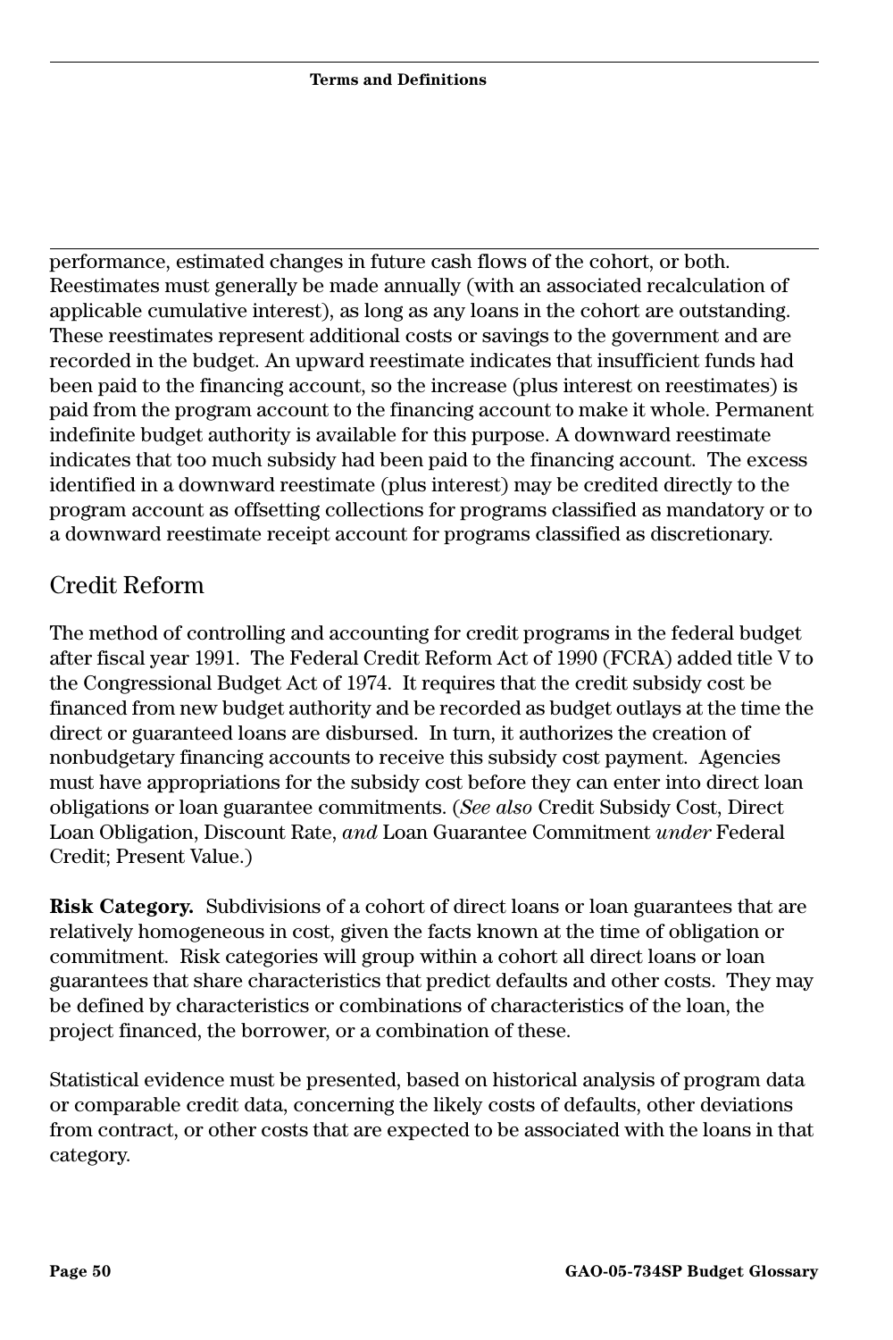performance, estimated changes in future cash flows of the cohort, or both. Reestimates must generally be made annually (with an associated recalculation of applicable cumulative interest), as long as any loans in the cohort are outstanding. These reestimates represent additional costs or savings to the government and are recorded in the budget. An upward reestimate indicates that insufficient funds had been paid to the financing account, so the increase (plus interest on reestimates) is paid from the program account to the financing account to make it whole. Permanent indefinite budget authority is available for this purpose. A downward reestimate indicates that too much subsidy had been paid to the financing account. The excess identified in a downward reestimate (plus interest) may be credited directly to the program account as offsetting collections for programs classified as mandatory or to a downward reestimate receipt account for programs classified as discretionary.

## Credit Reform

The method of controlling and accounting for credit programs in the federal budget after fiscal year 1991. The Federal Credit Reform Act of 1990 (FCRA) added title V to the Congressional Budget Act of 1974. It requires that the credit subsidy cost be financed from new budget authority and be recorded as budget outlays at the time the direct or guaranteed loans are disbursed. In turn, it authorizes the creation of nonbudgetary financing accounts to receive this subsidy cost payment. Agencies must have appropriations for the subsidy cost before they can enter into direct loan obligations or loan guarantee commitments. (*See also* Credit Subsidy Cost, Direct Loan Obligation, Discount Rate, *and* Loan Guarantee Commitment *under* Federal Credit; Present Value.)

**Risk Category.** Subdivisions of a cohort of direct loans or loan guarantees that are relatively homogeneous in cost, given the facts known at the time of obligation or commitment. Risk categories will group within a cohort all direct loans or loan guarantees that share characteristics that predict defaults and other costs. They may be defined by characteristics or combinations of characteristics of the loan, the project financed, the borrower, or a combination of these.

Statistical evidence must be presented, based on historical analysis of program data or comparable credit data, concerning the likely costs of defaults, other deviations from contract, or other costs that are expected to be associated with the loans in that category.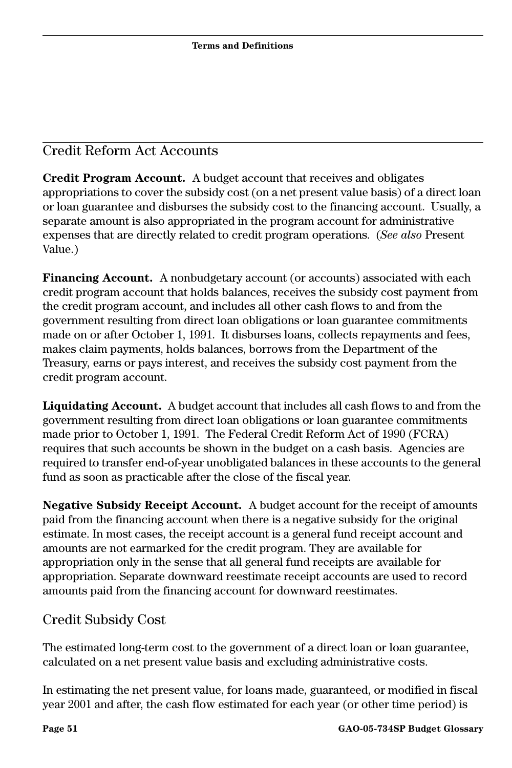## Credit Reform Act Accounts

**Credit Program Account.** A budget account that receives and obligates appropriations to cover the subsidy cost (on a net present value basis) of a direct loan or loan guarantee and disburses the subsidy cost to the financing account. Usually, a separate amount is also appropriated in the program account for administrative expenses that are directly related to credit program operations. (*See also* Present Value.)

**Financing Account.** A nonbudgetary account (or accounts) associated with each credit program account that holds balances, receives the subsidy cost payment from the credit program account, and includes all other cash flows to and from the government resulting from direct loan obligations or loan guarantee commitments made on or after October 1, 1991. It disburses loans, collects repayments and fees, makes claim payments, holds balances, borrows from the Department of the Treasury, earns or pays interest, and receives the subsidy cost payment from the credit program account.

**Liquidating Account.** A budget account that includes all cash flows to and from the government resulting from direct loan obligations or loan guarantee commitments made prior to October 1, 1991. The Federal Credit Reform Act of 1990 (FCRA) requires that such accounts be shown in the budget on a cash basis. Agencies are required to transfer end-of-year unobligated balances in these accounts to the general fund as soon as practicable after the close of the fiscal year.

**Negative Subsidy Receipt Account.** A budget account for the receipt of amounts paid from the financing account when there is a negative subsidy for the original estimate. In most cases, the receipt account is a general fund receipt account and amounts are not earmarked for the credit program. They are available for appropriation only in the sense that all general fund receipts are available for appropriation. Separate downward reestimate receipt accounts are used to record amounts paid from the financing account for downward reestimates.

## Credit Subsidy Cost

The estimated long-term cost to the government of a direct loan or loan guarantee, calculated on a net present value basis and excluding administrative costs.

In estimating the net present value, for loans made, guaranteed, or modified in fiscal year 2001 and after, the cash flow estimated for each year (or other time period) is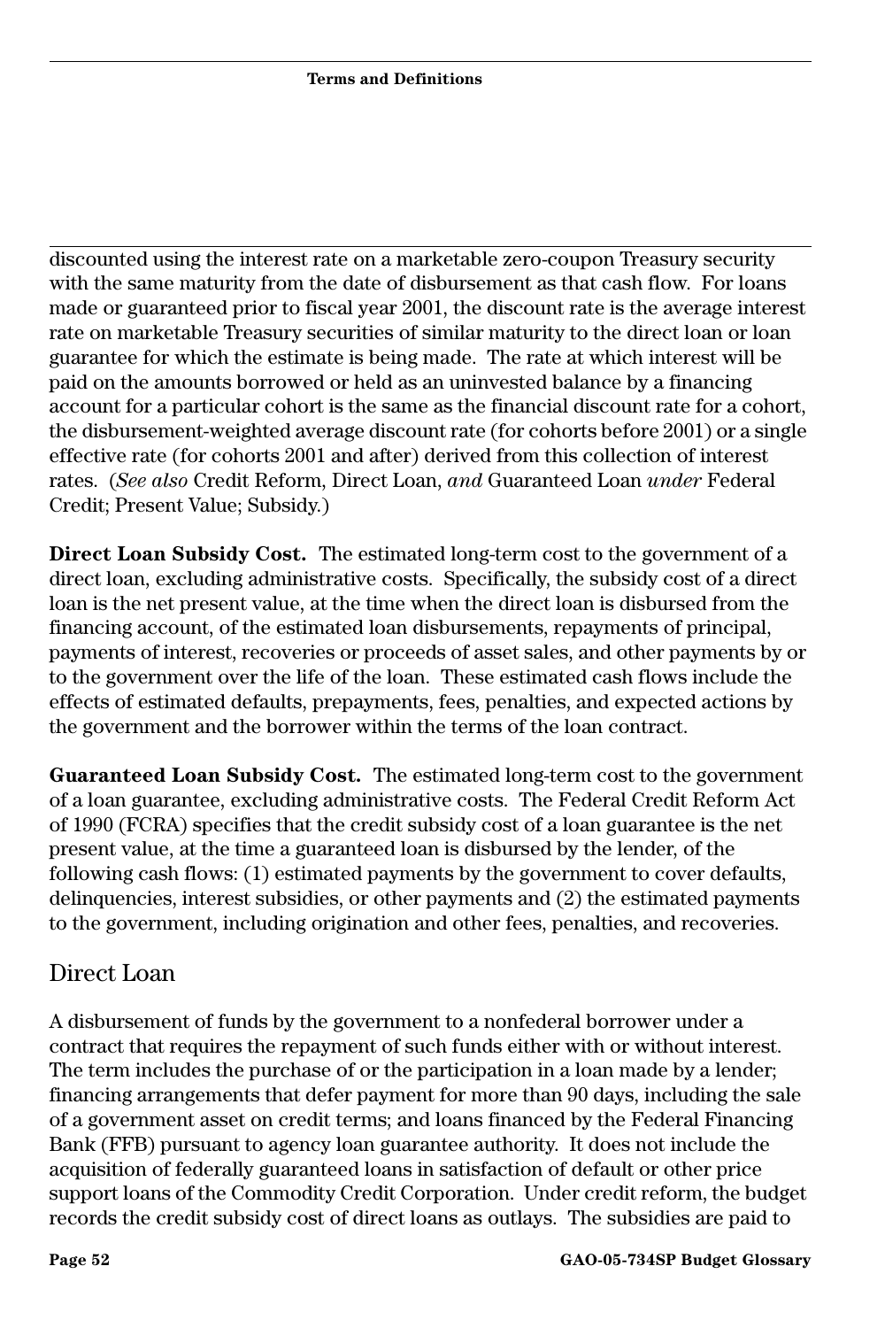discounted using the interest rate on a marketable zero-coupon Treasury security with the same maturity from the date of disbursement as that cash flow. For loans made or guaranteed prior to fiscal year 2001, the discount rate is the average interest rate on marketable Treasury securities of similar maturity to the direct loan or loan guarantee for which the estimate is being made. The rate at which interest will be paid on the amounts borrowed or held as an uninvested balance by a financing account for a particular cohort is the same as the financial discount rate for a cohort, the disbursement-weighted average discount rate (for cohorts before 2001) or a single effective rate (for cohorts 2001 and after) derived from this collection of interest rates. (*See also* Credit Reform, Direct Loan, *and* Guaranteed Loan *under* Federal Credit; Present Value; Subsidy.)

**Direct Loan Subsidy Cost.** The estimated long-term cost to the government of a direct loan, excluding administrative costs. Specifically, the subsidy cost of a direct loan is the net present value, at the time when the direct loan is disbursed from the financing account, of the estimated loan disbursements, repayments of principal, payments of interest, recoveries or proceeds of asset sales, and other payments by or to the government over the life of the loan. These estimated cash flows include the effects of estimated defaults, prepayments, fees, penalties, and expected actions by the government and the borrower within the terms of the loan contract.

**Guaranteed Loan Subsidy Cost.** The estimated long-term cost to the government of a loan guarantee, excluding administrative costs. The Federal Credit Reform Act of 1990 (FCRA) specifies that the credit subsidy cost of a loan guarantee is the net present value, at the time a guaranteed loan is disbursed by the lender, of the following cash flows: (1) estimated payments by the government to cover defaults, delinquencies, interest subsidies, or other payments and (2) the estimated payments to the government, including origination and other fees, penalties, and recoveries.

## Direct Loan

A disbursement of funds by the government to a nonfederal borrower under a contract that requires the repayment of such funds either with or without interest. The term includes the purchase of or the participation in a loan made by a lender; financing arrangements that defer payment for more than 90 days, including the sale of a government asset on credit terms; and loans financed by the Federal Financing Bank (FFB) pursuant to agency loan guarantee authority. It does not include the acquisition of federally guaranteed loans in satisfaction of default or other price support loans of the Commodity Credit Corporation. Under credit reform, the budget records the credit subsidy cost of direct loans as outlays. The subsidies are paid to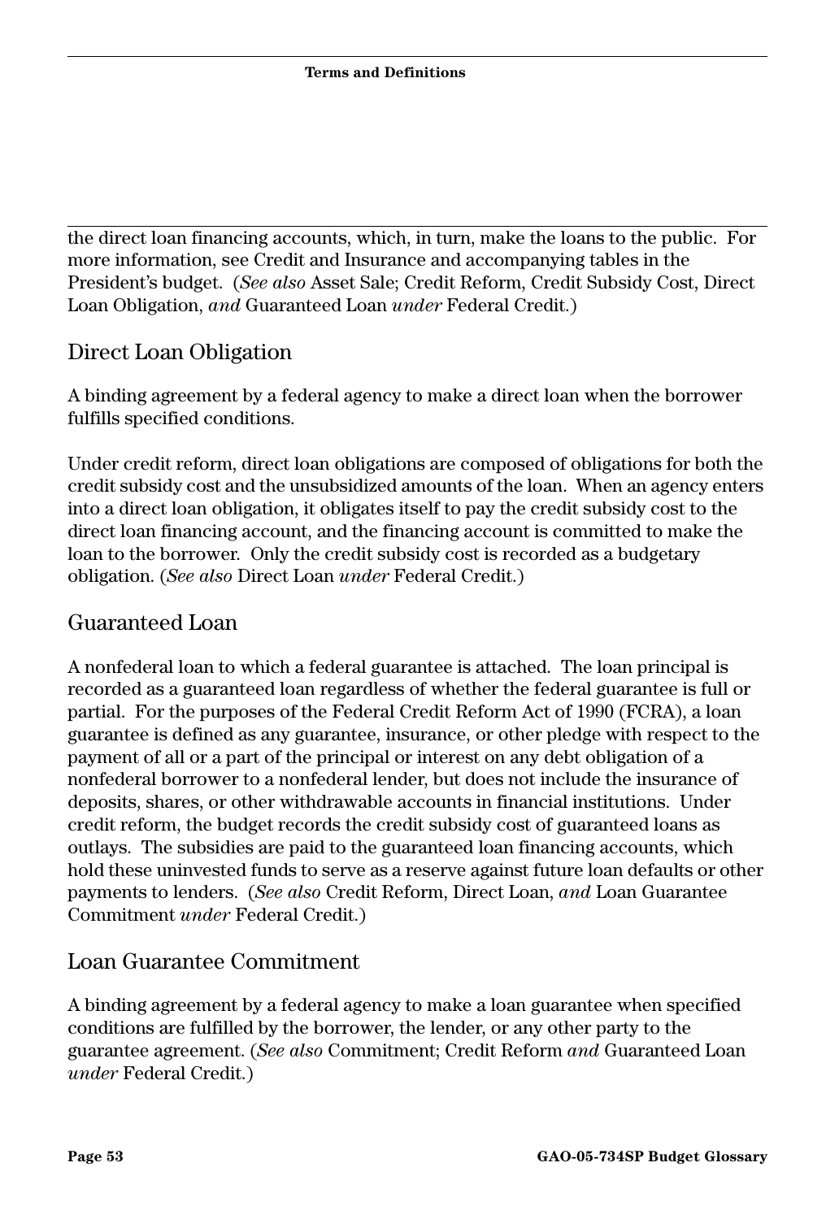the direct loan financing accounts, which, in turn, make the loans to the public. For more information, see Credit and Insurance and accompanying tables in the President's budget. (*See also* Asset Sale; Credit Reform, Credit Subsidy Cost, Direct Loan Obligation, *and* Guaranteed Loan *under* Federal Credit.)

## Direct Loan Obligation

A binding agreement by a federal agency to make a direct loan when the borrower fulfills specified conditions.

Under credit reform, direct loan obligations are composed of obligations for both the credit subsidy cost and the unsubsidized amounts of the loan. When an agency enters into a direct loan obligation, it obligates itself to pay the credit subsidy cost to the direct loan financing account, and the financing account is committed to make the loan to the borrower. Only the credit subsidy cost is recorded as a budgetary obligation. (*See also* Direct Loan *under* Federal Credit.)

## Guaranteed Loan

A nonfederal loan to which a federal guarantee is attached. The loan principal is recorded as a guaranteed loan regardless of whether the federal guarantee is full or partial. For the purposes of the Federal Credit Reform Act of 1990 (FCRA), a loan guarantee is defined as any guarantee, insurance, or other pledge with respect to the payment of all or a part of the principal or interest on any debt obligation of a nonfederal borrower to a nonfederal lender, but does not include the insurance of deposits, shares, or other withdrawable accounts in financial institutions. Under credit reform, the budget records the credit subsidy cost of guaranteed loans as outlays. The subsidies are paid to the guaranteed loan financing accounts, which hold these uninvested funds to serve as a reserve against future loan defaults or other payments to lenders. (*See also* Credit Reform, Direct Loan, *and* Loan Guarantee Commitment *under* Federal Credit.)

## Loan Guarantee Commitment

A binding agreement by a federal agency to make a loan guarantee when specified conditions are fulfilled by the borrower, the lender, or any other party to the guarantee agreement. (*See also* Commitment; Credit Reform *and* Guaranteed Loan *under* Federal Credit.)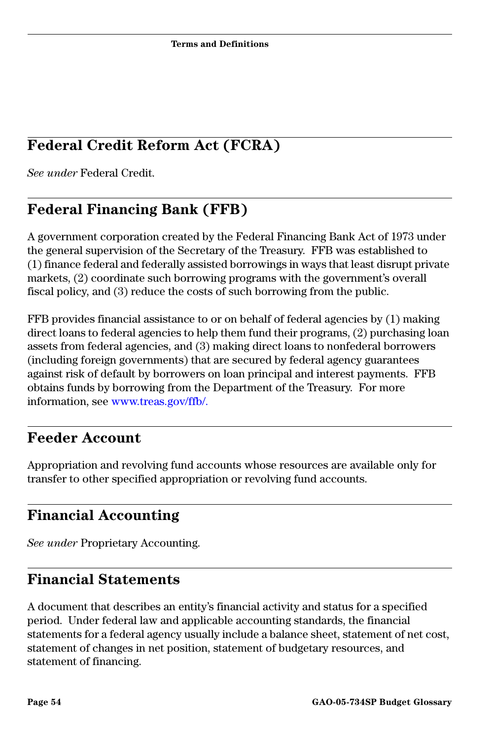## Federal Credit Reform Act (FCRA)

*See under* Federal Credit.

## Federal Financing Bank (FFB)

A government corporation created by the Federal Financing Bank Act of 1973 under the general supervision of the Secretary of the Treasury. FFB was established to (1) finance federal and federally assisted borrowings in ways that least disrupt private markets, (2) coordinate such borrowing programs with the government's overall fiscal policy, and (3) reduce the costs of such borrowing from the public.

FFB provides financial assistance to or on behalf of federal agencies by (1) making direct loans to federal agencies to help them fund their programs, (2) purchasing loan assets from federal agencies, and (3) making direct loans to nonfederal borrowers (including foreign governments) that are secured by federal agency guarantees against risk of default by borrowers on loan principal and interest payments. FFB obtains funds by borrowing from the Department of the Treasury. For more information, see www.treas.gov/ffb/.

## Feeder Account

Appropriation and revolving fund accounts whose resources are available only for transfer to other specified appropriation or revolving fund accounts.

## Financial Accounting

*See under* Proprietary Accounting.

## Financial Statements

A document that describes an entity's financial activity and status for a specified period. Under federal law and applicable accounting standards, the financial statements for a federal agency usually include a balance sheet, statement of net cost, statement of changes in net position, statement of budgetary resources, and statement of financing.